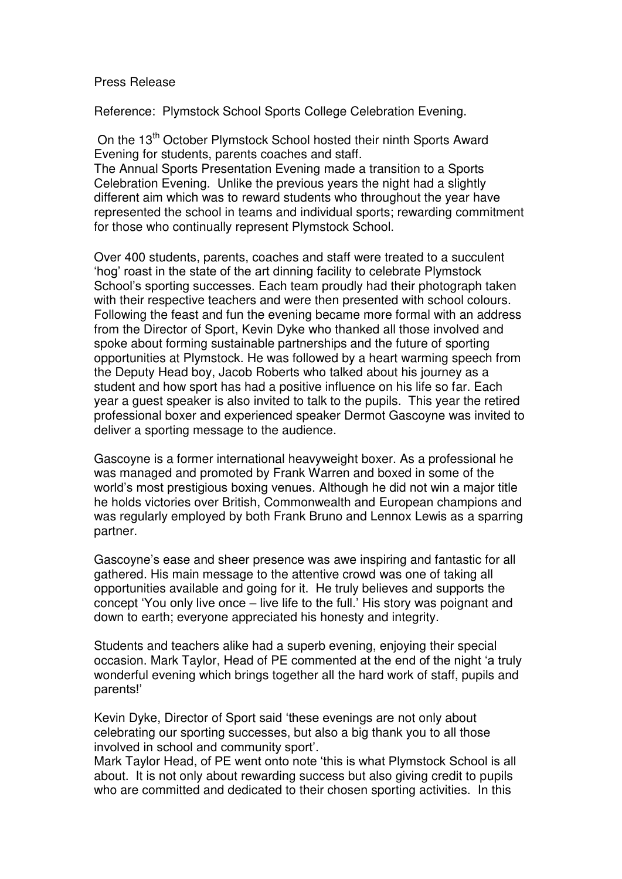Press Release

Reference: Plymstock School Sports College Celebration Evening.

On the 13th October Plymstock School hosted their ninth Sports Award Evening for students, parents coaches and staff.
The Annual Sports Presentation Evening made a transition to a Sports Celebration Evening. Unlike the previous years the night had a slightly different aim which was to reward students who throughout the year have represented the school in teams and individual sports; rewarding commitment for those who continually represent Plymstock School.

Over 400 students, parents, coaches and staff were treated to a succulent 'hog' roast in the state of the art dinning facility to celebrate Plymstock School's sporting successes. Each team proudly had their photograph taken with their respective teachers and were then presented with school colours. Following the feast and fun the evening became more formal with an address from the Director of Sport, Kevin Dyke who thanked all those involved and spoke about forming sustainable partnerships and the future of sporting opportunities at Plymstock. He was followed by a heart warming speech from the Deputy Head boy, Jacob Roberts who talked about his journey as a student and how sport has had a positive influence on his life so far. Each year a guest speaker is also invited to talk to the pupils. This year the retired professional boxer and experienced speaker Dermot Gascoyne was invited to deliver a sporting message to the audience.

Gascoyne is a former international heavyweight boxer. As a professional he was managed and promoted by Frank Warren and boxed in some of the world's most prestigious boxing venues. Although he did not win a major title he holds victories over British, Commonwealth and European champions and was regularly employed by both Frank Bruno and Lennox Lewis as a sparring partner.

Gascoyne's ease and sheer presence was awe inspiring and fantastic for all gathered. His main message to the attentive crowd was one of taking all opportunities available and going for it. He truly believes and supports the concept 'You only live once – live life to the full.' His story was poignant and down to earth; everyone appreciated his honesty and integrity.

Students and teachers alike had a superb evening, enjoying their special occasion. Mark Taylor, Head of PE commented at the end of the night 'a truly wonderful evening which brings together all the hard work of staff, pupils and parents!'

Kevin Dyke, Director of Sport said 'these evenings are not only about celebrating our sporting successes, but also a big thank you to all those involved in school and community sport'.
Mark Taylor Head, of PE went onto note 'this is what Plymstock School is all about. It is not only about rewarding success but also giving credit to pupils who are committed and dedicated to their chosen sporting activities. In this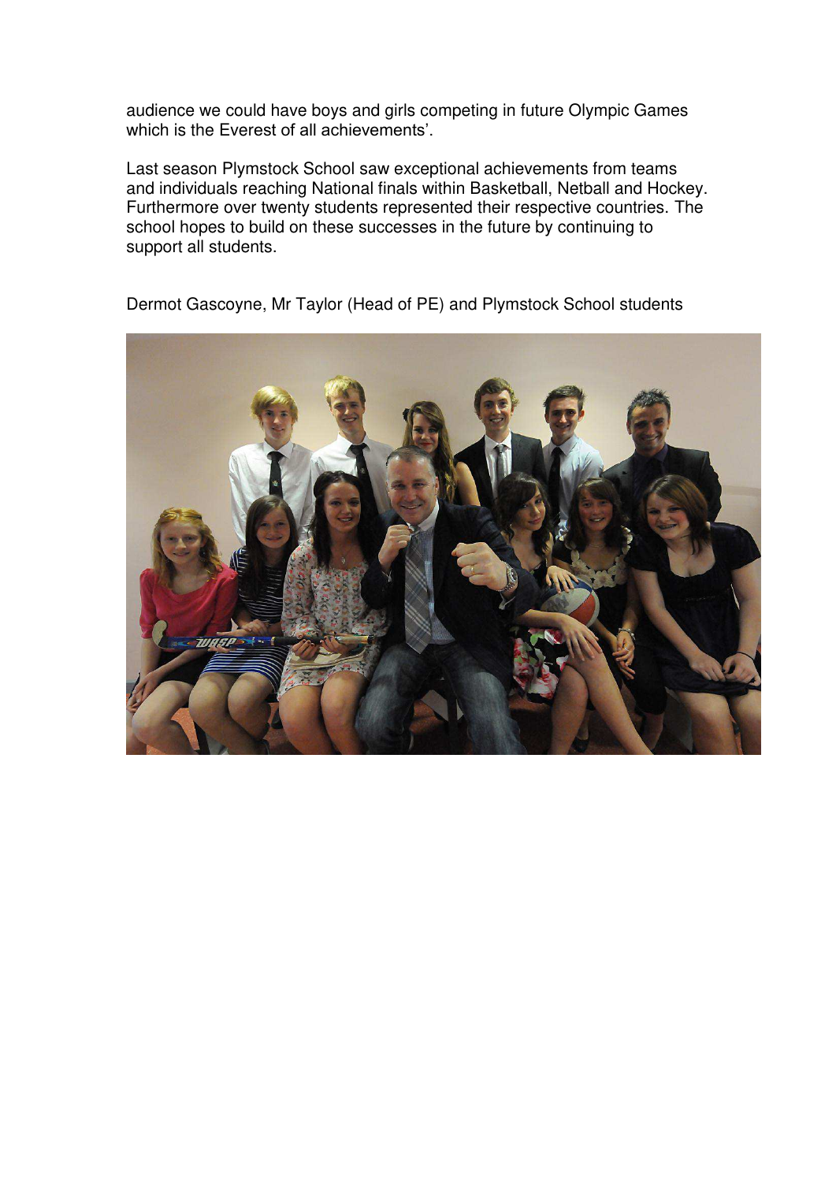audience we could have boys and girls competing in future Olympic Games which is the Everest of all achievements'.

Last season Plymstock School saw exceptional achievements from teams and individuals reaching National finals within Basketball, Netball and Hockey. Furthermore over twenty students represented their respective countries. The school hopes to build on these successes in the future by continuing to support all students.

Dermot Gascoyne, Mr Taylor (Head of PE) and Plymstock School students